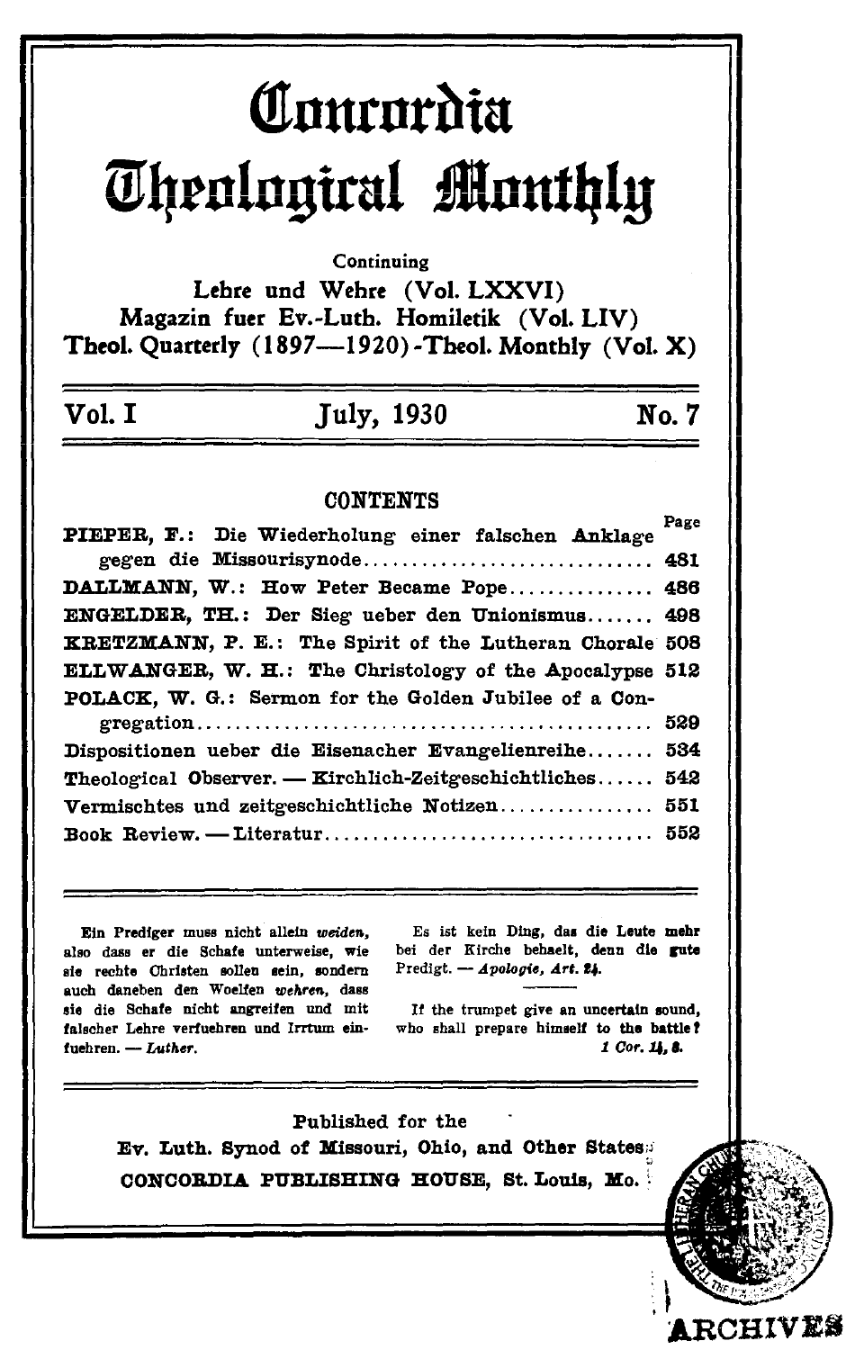# Concordia Theological Monthly

Continuing

Lehre und Wehre (Vol. LXXVI)
Magazin fuer Ev.-Luth. Homiletik (Vol. LIV)
Theol. Quarterly (1897—1920)-Theol. Monthly (Vol. X)

Vol. I | July, 1930 | No. 7

## CONTENTS

| | Page |
|---|---|
| PIEPER, F.: Die Wiederholung einer falschen Anklage gegen die Missourisynode | 481 |
| DALLMANN, W.: How Peter Became Pope | 486 |
| ENGELDER, TH.: Der Sieg ueber den Unionismus | 498 |
| KRETZMANN, P. E.: The Spirit of the Lutheran Chorale | 508 |
| ELLWANGER, W. H.: The Christology of the Apocalypse | 512 |
| POLACK, W. G.: Sermon for the Golden Jubilee of a Congregation | 529 |
| Dispositionen ueber die Eisenacher Evangelienreihe | 534 |
| Theological Observer. — Kirchlich-Zeitgeschichtliches | 542 |
| Vermischtes und zeitgeschichtliche Notizen | 551 |
| Book Review. — Literatur | 552 |

Ein Prediger muss nicht allein *weiden*, also dass er die Schafe unterweise, wie sie rechte Christen sollen sein, sondern auch daneben den Woelfen *wehren*, dass sie die Schafe nicht angreifen und mit falscher Lehre verfuehren und Irrtum einfuehren. — *Luther.*

Es ist kein Ding, das die Leute mehr bei der Kirche behaelt, denn die gute Predigt. — *Apologie, Art. 24.*

If the trumpet give an uncertain sound, who shall prepare himself to the battle? *1 Cor. 14, 8.*

Published for the
Ev. Luth. Synod of Missouri, Ohio, and Other States
CONCORDIA PUBLISHING HOUSE, St. Louis, Mo.

ARCHIVES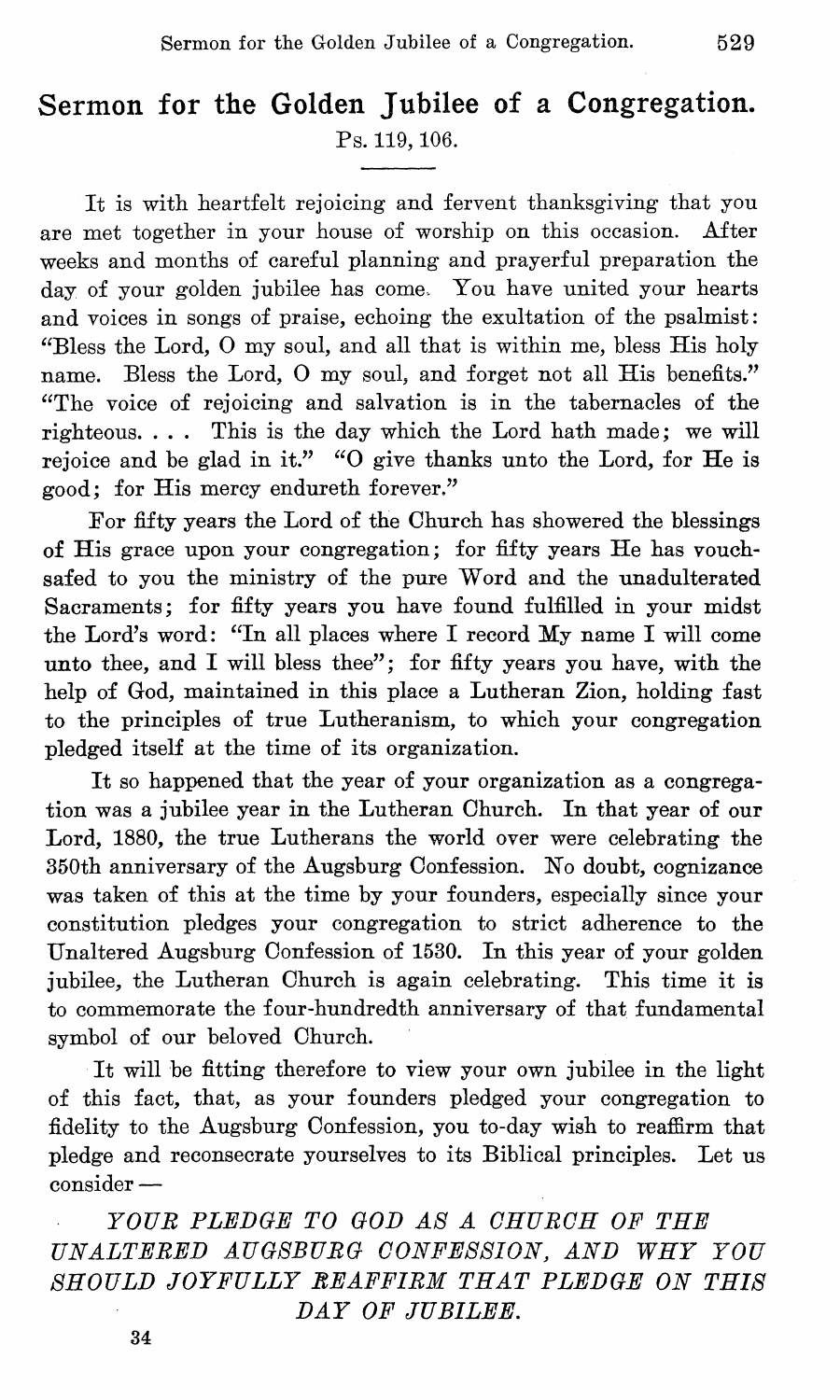# Sermon for the Golden Jubilee of a Congregation.

Ps. 119, 106.

It is with heartfelt rejoicing and fervent thanksgiving that you are met together in your house of worship on this occasion. After weeks and months of careful planning and prayerful preparation the day of your golden jubilee has come. You have united your hearts and voices in songs of praise, echoing the exultation of the psalmist: "Bless the Lord, O my soul, and all that is within me, bless His holy name. Bless the Lord, O my soul, and forget not all His benefits." "The voice of rejoicing and salvation is in the tabernacles of the righteous. . . . This is the day which the Lord hath made; we will rejoice and be glad in it." "O give thanks unto the Lord, for He is good; for His mercy endureth forever."

For fifty years the Lord of the Church has showered the blessings of His grace upon your congregation; for fifty years He has vouchsafed to you the ministry of the pure Word and the unadulterated Sacraments; for fifty years you have found fulfilled in your midst the Lord's word: "In all places where I record My name I will come unto thee, and I will bless thee"; for fifty years you have, with the help of God, maintained in this place a Lutheran Zion, holding fast to the principles of true Lutheranism, to which your congregation pledged itself at the time of its organization.

It so happened that the year of your organization as a congregation was a jubilee year in the Lutheran Church. In that year of our Lord, 1880, the true Lutherans the world over were celebrating the 350th anniversary of the Augsburg Confession. No doubt, cognizance was taken of this at the time by your founders, especially since your constitution pledges your congregation to strict adherence to the Unaltered Augsburg Confession of 1530. In this year of your golden jubilee, the Lutheran Church is again celebrating. This time it is to commemorate the four-hundredth anniversary of that fundamental symbol of our beloved Church.

It will be fitting therefore to view your own jubilee in the light of this fact, that, as your founders pledged your congregation to fidelity to the Augsburg Confession, you to-day wish to reaffirm that pledge and reconsecrate yourselves to its Biblical principles. Let us consider —

*YOUR PLEDGE TO GOD AS A CHURCH OF THE UNALTERED AUGSBURG CONFESSION, AND WHY YOU SHOULD JOYFULLY REAFFIRM THAT PLEDGE ON THIS DAY OF JUBILEE.*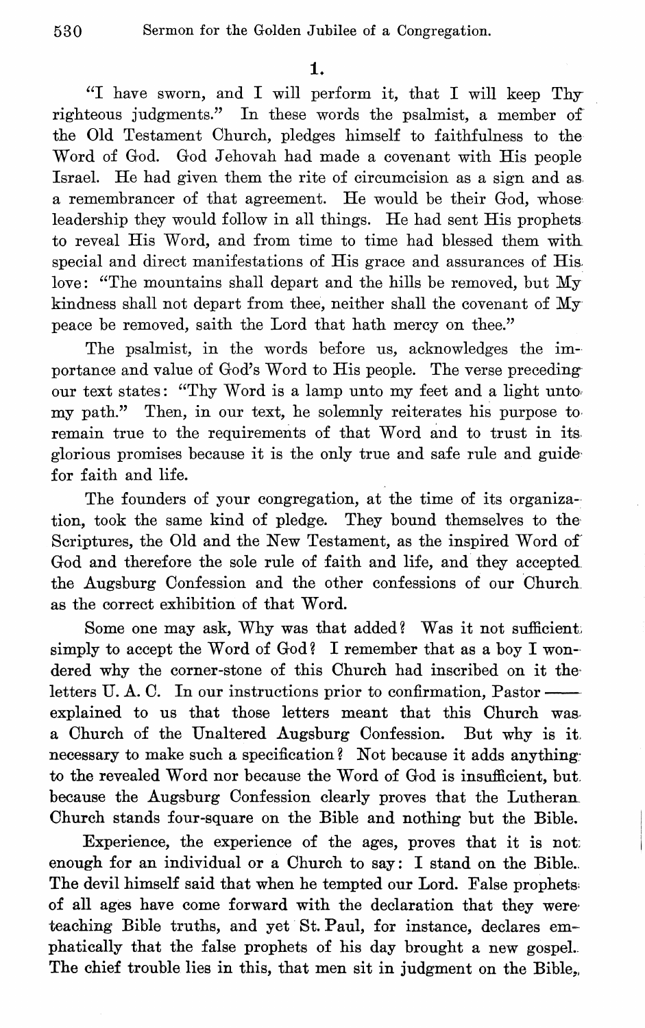1.

"I have sworn, and I will perform it, that I will keep Thy righteous judgments." In these words the psalmist, a member of the Old Testament Church, pledges himself to faithfulness to the Word of God. God Jehovah had made a covenant with His people Israel. He had given them the rite of circumcision as a sign and as a remembrancer of that agreement. He would be their God, whose leadership they would follow in all things. He had sent His prophets to reveal His Word, and from time to time had blessed them with special and direct manifestations of His grace and assurances of His love: "The mountains shall depart and the hills be removed, but My kindness shall not depart from thee, neither shall the covenant of My peace be removed, saith the Lord that hath mercy on thee."

The psalmist, in the words before us, acknowledges the importance and value of God's Word to His people. The verse preceding our text states: "Thy Word is a lamp unto my feet and a light unto my path." Then, in our text, he solemnly reiterates his purpose to remain true to the requirements of that Word and to trust in its glorious promises because it is the only true and safe rule and guide for faith and life.

The founders of your congregation, at the time of its organization, took the same kind of pledge. They bound themselves to the Scriptures, the Old and the New Testament, as the inspired Word of God and therefore the sole rule of faith and life, and they accepted the Augsburg Confession and the other confessions of our Church as the correct exhibition of that Word.

Some one may ask, Why was that added? Was it not sufficient simply to accept the Word of God? I remember that as a boy I wondered why the corner-stone of this Church had inscribed on it the letters U. A. C. In our instructions prior to confirmation, Pastor —— explained to us that those letters meant that this Church was a Church of the Unaltered Augsburg Confession. But why is it necessary to make such a specification? Not because it adds anything to the revealed Word nor because the Word of God is insufficient, but because the Augsburg Confession clearly proves that the Lutheran Church stands four-square on the Bible and nothing but the Bible.

Experience, the experience of the ages, proves that it is not enough for an individual or a Church to say: I stand on the Bible. The devil himself said that when he tempted our Lord. False prophets of all ages have come forward with the declaration that they were teaching Bible truths, and yet St. Paul, for instance, declares emphatically that the false prophets of his day brought a new gospel. The chief trouble lies in this, that men sit in judgment on the Bible,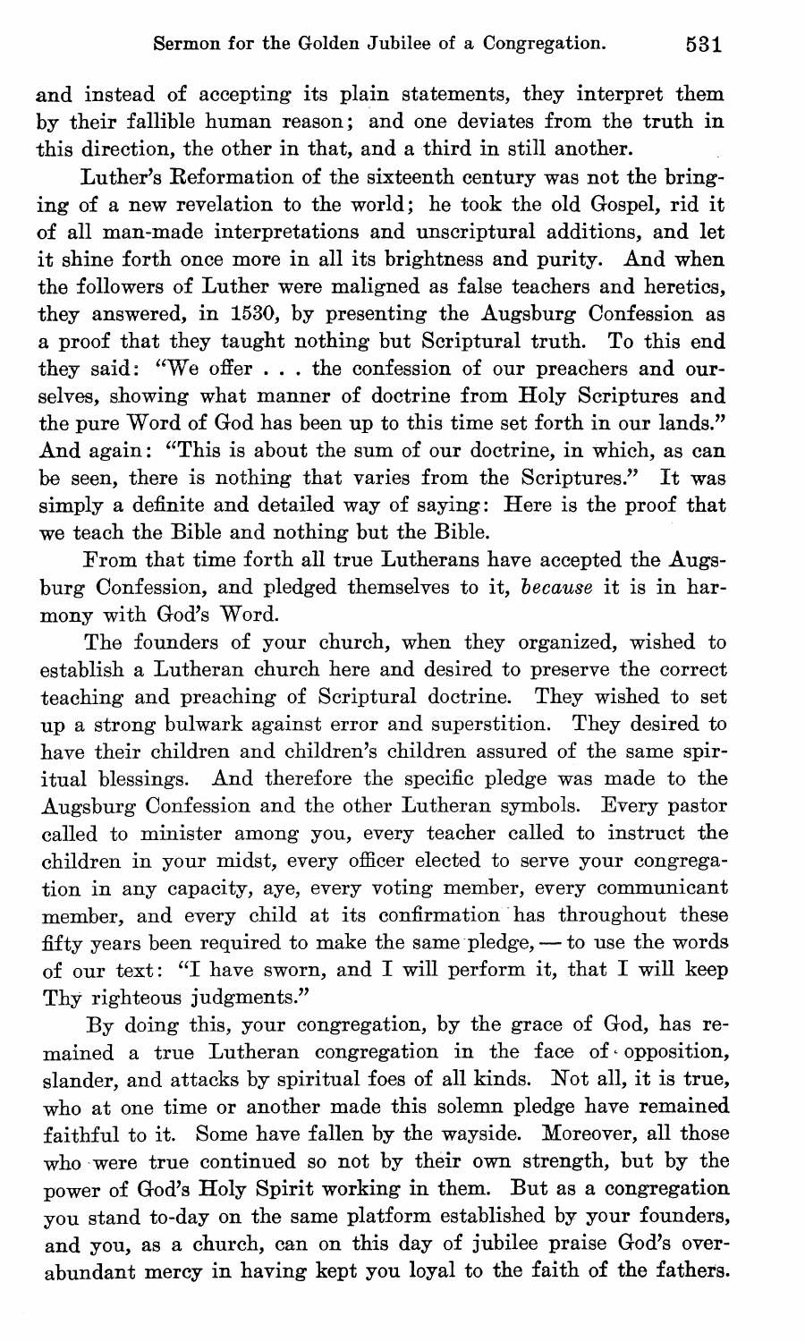and instead of accepting its plain statements, they interpret them by their fallible human reason; and one deviates from the truth in this direction, the other in that, and a third in still another.

Luther's Reformation of the sixteenth century was not the bringing of a new revelation to the world; he took the old Gospel, rid it of all man-made interpretations and unscriptural additions, and let it shine forth once more in all its brightness and purity. And when the followers of Luther were maligned as false teachers and heretics, they answered, in 1530, by presenting the Augsburg Confession as a proof that they taught nothing but Scriptural truth. To this end they said: "We offer . . . the confession of our preachers and ourselves, showing what manner of doctrine from Holy Scriptures and the pure Word of God has been up to this time set forth in our lands." And again: "This is about the sum of our doctrine, in which, as can be seen, there is nothing that varies from the Scriptures." It was simply a definite and detailed way of saying: Here is the proof that we teach the Bible and nothing but the Bible.

From that time forth all true Lutherans have accepted the Augsburg Confession, and pledged themselves to it, *because* it is in harmony with God's Word.

The founders of your church, when they organized, wished to establish a Lutheran church here and desired to preserve the correct teaching and preaching of Scriptural doctrine. They wished to set up a strong bulwark against error and superstition. They desired to have their children and children's children assured of the same spiritual blessings. And therefore the specific pledge was made to the Augsburg Confession and the other Lutheran symbols. Every pastor called to minister among you, every teacher called to instruct the children in your midst, every officer elected to serve your congregation in any capacity, aye, every voting member, every communicant member, and every child at its confirmation has throughout these fifty years been required to make the same pledge, — to use the words of our text: "I have sworn, and I will perform it, that I will keep Thy righteous judgments."

By doing this, your congregation, by the grace of God, has remained a true Lutheran congregation in the face of opposition, slander, and attacks by spiritual foes of all kinds. Not all, it is true, who at one time or another made this solemn pledge have remained faithful to it. Some have fallen by the wayside. Moreover, all those who were true continued so not by their own strength, but by the power of God's Holy Spirit working in them. But as a congregation you stand to-day on the same platform established by your founders, and you, as a church, can on this day of jubilee praise God's overabundant mercy in having kept you loyal to the faith of the fathers.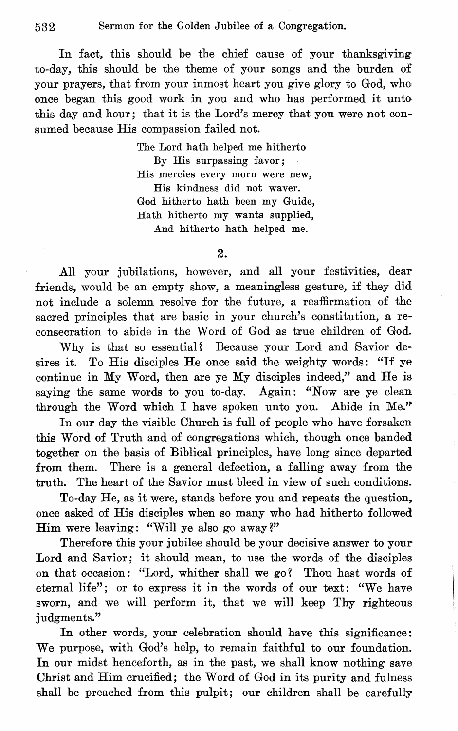In fact, this should be the chief cause of your thanksgiving to-day, this should be the theme of your songs and the burden of your prayers, that from your inmost heart you give glory to God, who once began this good work in you and who has performed it unto this day and hour; that it is the Lord's mercy that you were not consumed because His compassion failed not.

> The Lord hath helped me hitherto
> By His surpassing favor;
> His mercies every morn were new,
> His kindness did not waver.
> God hitherto hath been my Guide,
> Hath hitherto my wants supplied,
> And hitherto hath helped me.

## 2.

All your jubilations, however, and all your festivities, dear friends, would be an empty show, a meaningless gesture, if they did not include a solemn resolve for the future, a reaffirmation of the sacred principles that are basic in your church's constitution, a reconsecration to abide in the Word of God as true children of God.

Why is that so essential? Because your Lord and Savior desires it. To His disciples He once said the weighty words: "If ye continue in My Word, then are ye My disciples indeed," and He is saying the same words to you to-day. Again: "Now are ye clean through the Word which I have spoken unto you. Abide in Me."

In our day the visible Church is full of people who have forsaken this Word of Truth and of congregations which, though once banded together on the basis of Biblical principles, have long since departed from them. There is a general defection, a falling away from the truth. The heart of the Savior must bleed in view of such conditions.

To-day He, as it were, stands before you and repeats the question, once asked of His disciples when so many who had hitherto followed Him were leaving: "Will ye also go away?"

Therefore this your jubilee should be your decisive answer to your Lord and Savior; it should mean, to use the words of the disciples on that occasion: "Lord, whither shall we go? Thou hast words of eternal life"; or to express it in the words of our text: "We have sworn, and we will perform it, that we will keep Thy righteous judgments."

In other words, your celebration should have this significance: We purpose, with God's help, to remain faithful to our foundation. In our midst henceforth, as in the past, we shall know nothing save Christ and Him crucified; the Word of God in its purity and fulness shall be preached from this pulpit; our children shall be carefully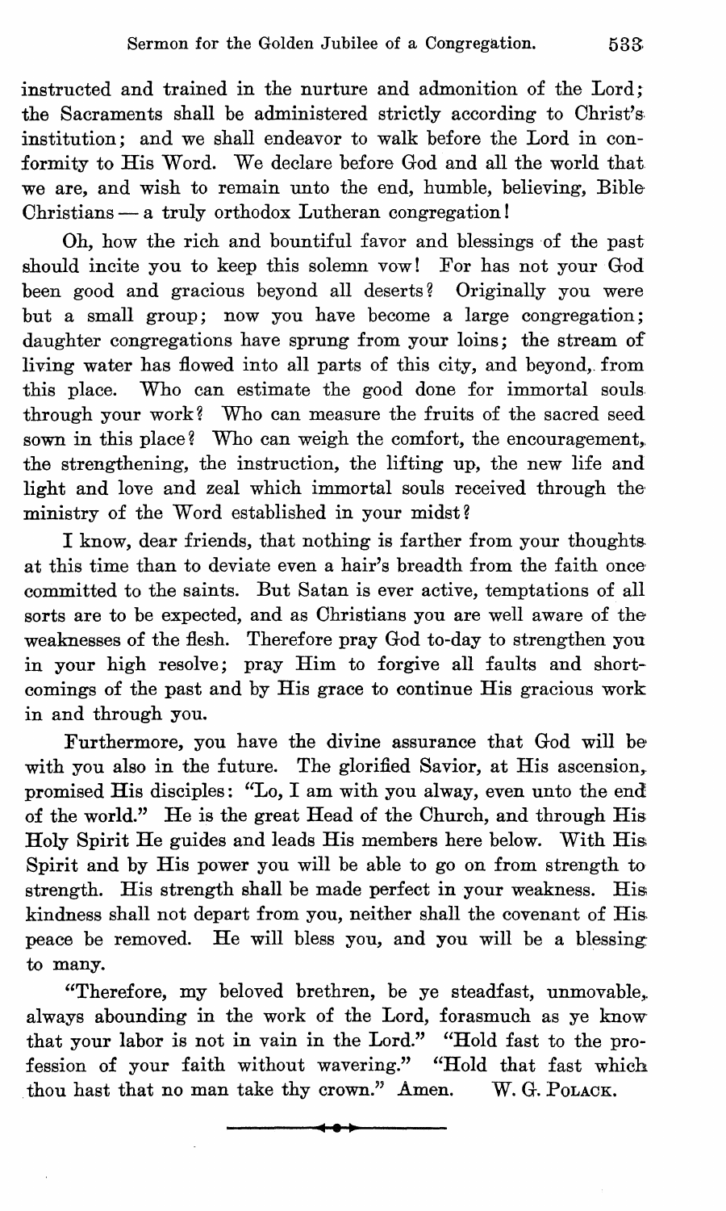instructed and trained in the nurture and admonition of the Lord; the Sacraments shall be administered strictly according to Christ's institution; and we shall endeavor to walk before the Lord in conformity to His Word. We declare before God and all the world that we are, and wish to remain unto the end, humble, believing, Bible Christians — a truly orthodox Lutheran congregation!

Oh, how the rich and bountiful favor and blessings of the past should incite you to keep this solemn vow! For has not your God been good and gracious beyond all deserts? Originally you were but a small group; now you have become a large congregation; daughter congregations have sprung from your loins; the stream of living water has flowed into all parts of this city, and beyond, from this place. Who can estimate the good done for immortal souls through your work? Who can measure the fruits of the sacred seed sown in this place? Who can weigh the comfort, the encouragement, the strengthening, the instruction, the lifting up, the new life and light and love and zeal which immortal souls received through the ministry of the Word established in your midst?

I know, dear friends, that nothing is farther from your thoughts at this time than to deviate even a hair's breadth from the faith once committed to the saints. But Satan is ever active, temptations of all sorts are to be expected, and as Christians you are well aware of the weaknesses of the flesh. Therefore pray God to-day to strengthen you in your high resolve; pray Him to forgive all faults and shortcomings of the past and by His grace to continue His gracious work in and through you.

Furthermore, you have the divine assurance that God will be with you also in the future. The glorified Savior, at His ascension, promised His disciples: "Lo, I am with you alway, even unto the end of the world." He is the great Head of the Church, and through His Holy Spirit He guides and leads His members here below. With His Spirit and by His power you will be able to go on from strength to strength. His strength shall be made perfect in your weakness. His kindness shall not depart from you, neither shall the covenant of His peace be removed. He will bless you, and you will be a blessing to many.

"Therefore, my beloved brethren, be ye steadfast, unmovable, always abounding in the work of the Lord, forasmuch as ye know that your labor is not in vain in the Lord." "Hold fast to the profession of your faith without wavering." "Hold that fast which thou hast that no man take thy crown." Amen. W. G. POLACK.